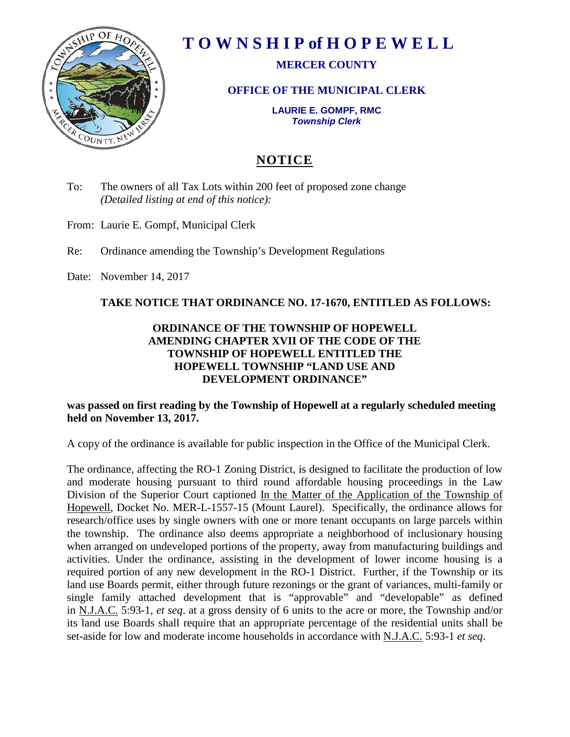# TOWNSHIP of HOPEWELL

**MERCER COUNTY**

**OFFICE OF THE MUNICIPAL CLERK**

**LAURIE E. GOMPF, RMC**
***Township Clerk***

## NOTICE

To: The owners of all Tax Lots within 200 feet of proposed zone change *(Detailed listing at end of this notice):*

From: Laurie E. Gompf, Municipal Clerk

Re: Ordinance amending the Township's Development Regulations

Date: November 14, 2017

**TAKE NOTICE THAT ORDINANCE NO. 17-1670, ENTITLED AS FOLLOWS:**

**ORDINANCE OF THE TOWNSHIP OF HOPEWELL AMENDING CHAPTER XVII OF THE CODE OF THE TOWNSHIP OF HOPEWELL ENTITLED THE HOPEWELL TOWNSHIP "LAND USE AND DEVELOPMENT ORDINANCE"**

**was passed on first reading by the Township of Hopewell at a regularly scheduled meeting held on November 13, 2017.**

A copy of the ordinance is available for public inspection in the Office of the Municipal Clerk.

The ordinance, affecting the RO-1 Zoning District, is designed to facilitate the production of low and moderate housing pursuant to third round affordable housing proceedings in the Law Division of the Superior Court captioned In the Matter of the Application of the Township of Hopewell, Docket No. MER-L-1557-15 (Mount Laurel). Specifically, the ordinance allows for research/office uses by single owners with one or more tenant occupants on large parcels within the township. The ordinance also deems appropriate a neighborhood of inclusionary housing when arranged on undeveloped portions of the property, away from manufacturing buildings and activities. Under the ordinance, assisting in the development of lower income housing is a required portion of any new development in the RO-1 District. Further, if the Township or its land use Boards permit, either through future rezonings or the grant of variances, multi-family or single family attached development that is "approvable" and "developable" as defined in N.J.A.C. 5:93-1, *et seq*. at a gross density of 6 units to the acre or more, the Township and/or its land use Boards shall require that an appropriate percentage of the residential units shall be set-aside for low and moderate income households in accordance with N.J.A.C. 5:93-1 *et seq*.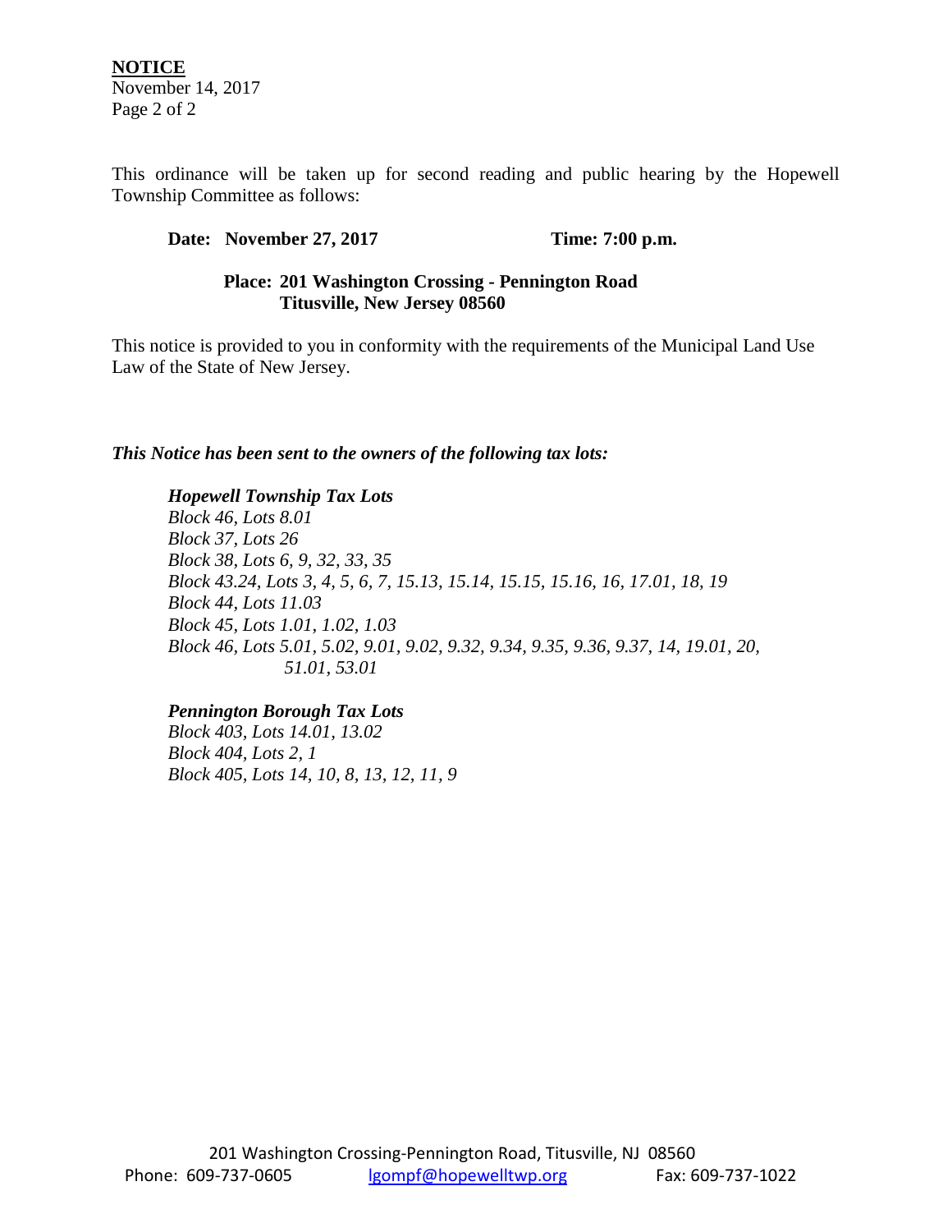This ordinance will be taken up for second reading and public hearing by the Hopewell Township Committee as follows:

**Date: November 27, 2017** **Time: 7:00 p.m.**

**Place: 201 Washington Crossing - Pennington Road**
**Titusville, New Jersey 08560**

This notice is provided to you in conformity with the requirements of the Municipal Land Use Law of the State of New Jersey.

***This Notice has been sent to the owners of the following tax lots:***

***Hopewell Township Tax Lots***
*Block 46, Lots 8.01*
*Block 37, Lots 26*
*Block 38, Lots 6, 9, 32, 33, 35*
*Block 43.24, Lots 3, 4, 5, 6, 7, 15.13, 15.14, 15.15, 15.16, 16, 17.01, 18, 19*
*Block 44, Lots 11.03*
*Block 45, Lots 1.01, 1.02, 1.03*
*Block 46, Lots 5.01, 5.02, 9.01, 9.02, 9.32, 9.34, 9.35, 9.36, 9.37, 14, 19.01, 20, 51.01, 53.01*

***Pennington Borough Tax Lots***
*Block 403, Lots 14.01, 13.02*
*Block 404, Lots 2, 1*
*Block 405, Lots 14, 10, 8, 13, 12, 11, 9*